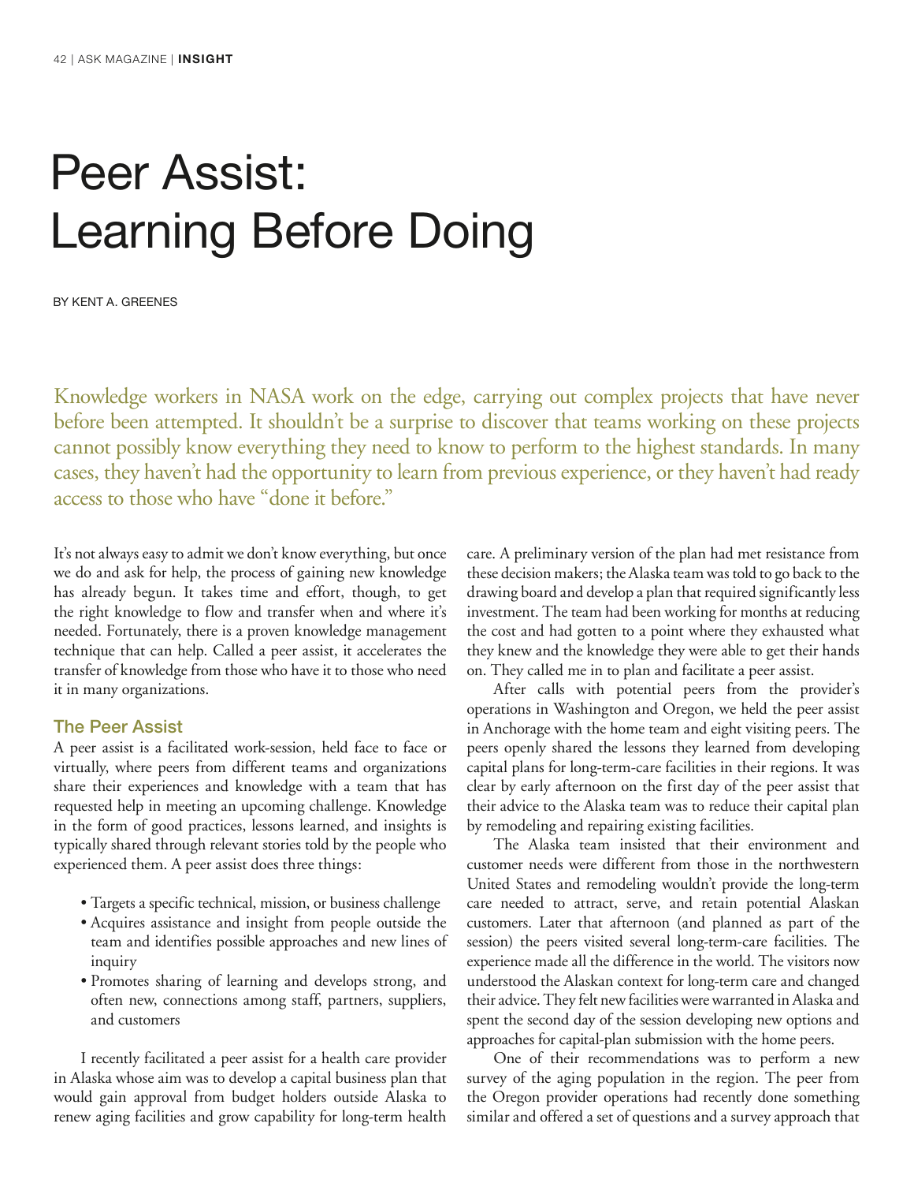# Peer Assist: Learning Before Doing

BY KENT A. GREENES

Knowledge workers in NASA work on the edge, carrying out complex projects that have never before been attempted. It shouldn't be a surprise to discover that teams working on these projects cannot possibly know everything they need to know to perform to the highest standards. In many cases, they haven't had the opportunity to learn from previous experience, or they haven't had ready access to those who have "done it before."

It's not always easy to admit we don't know everything, but once we do and ask for help, the process of gaining new knowledge has already begun. It takes time and effort, though, to get the right knowledge to flow and transfer when and where it's needed. Fortunately, there is a proven knowledge management technique that can help. Called a peer assist, it accelerates the transfer of knowledge from those who have it to those who need it in many organizations.

## The Peer Assist

A peer assist is a facilitated work-session, held face to face or virtually, where peers from different teams and organizations share their experiences and knowledge with a team that has requested help in meeting an upcoming challenge. Knowledge in the form of good practices, lessons learned, and insights is typically shared through relevant stories told by the people who experienced them. A peer assist does three things:

- Targets a specific technical, mission, or business challenge
- Acquires assistance and insight from people outside the team and identifies possible approaches and new lines of inquiry
- Promotes sharing of learning and develops strong, and often new, connections among staff, partners, suppliers, and customers

I recently facilitated a peer assist for a health care provider in Alaska whose aim was to develop a capital business plan that would gain approval from budget holders outside Alaska to renew aging facilities and grow capability for long-term health care. A preliminary version of the plan had met resistance from these decision makers; the Alaska team was told to go back to the drawing board and develop a plan that required significantly less investment. The team had been working for months at reducing the cost and had gotten to a point where they exhausted what they knew and the knowledge they were able to get their hands on. They called me in to plan and facilitate a peer assist.

After calls with potential peers from the provider's operations in Washington and Oregon, we held the peer assist in Anchorage with the home team and eight visiting peers. The peers openly shared the lessons they learned from developing capital plans for long-term-care facilities in their regions. It was clear by early afternoon on the first day of the peer assist that their advice to the Alaska team was to reduce their capital plan by remodeling and repairing existing facilities.

The Alaska team insisted that their environment and customer needs were different from those in the northwestern United States and remodeling wouldn't provide the long-term care needed to attract, serve, and retain potential Alaskan customers. Later that afternoon (and planned as part of the session) the peers visited several long-term-care facilities. The experience made all the difference in the world. The visitors now understood the Alaskan context for long-term care and changed their advice. They felt new facilities were warranted in Alaska and spent the second day of the session developing new options and approaches for capital-plan submission with the home peers.

One of their recommendations was to perform a new survey of the aging population in the region. The peer from the Oregon provider operations had recently done something similar and offered a set of questions and a survey approach that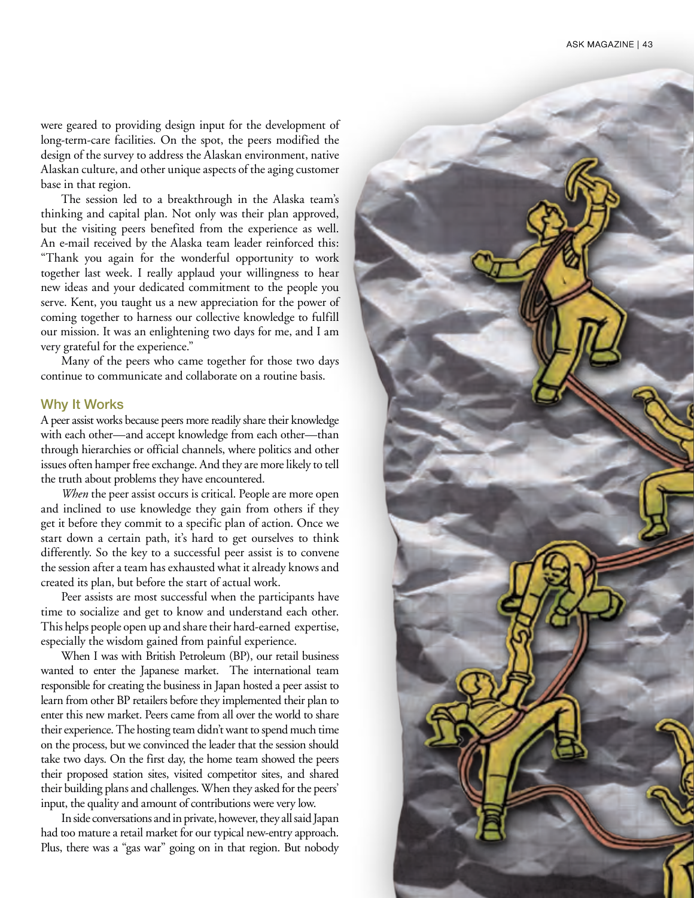were geared to providing design input for the development of long-term-care facilities. On the spot, the peers modified the design of the survey to address the Alaskan environment, native Alaskan culture, and other unique aspects of the aging customer base in that region.

The session led to a breakthrough in the Alaska team's thinking and capital plan. Not only was their plan approved, but the visiting peers benefited from the experience as well. An e-mail received by the Alaska team leader reinforced this: "Thank you again for the wonderful opportunity to work together last week. I really applaud your willingness to hear new ideas and your dedicated commitment to the people you serve. Kent, you taught us a new appreciation for the power of coming together to harness our collective knowledge to fulfill our mission. It was an enlightening two days for me, and I am very grateful for the experience."

Many of the peers who came together for those two days continue to communicate and collaborate on a routine basis.

## Why It Works

A peer assist works because peers more readily share their knowledge with each other—and accept knowledge from each other—than through hierarchies or official channels, where politics and other issues often hamper free exchange. And they are more likely to tell the truth about problems they have encountered.

*When* the peer assist occurs is critical. People are more open and inclined to use knowledge they gain from others if they get it before they commit to a specific plan of action. Once we start down a certain path, it's hard to get ourselves to think differently. So the key to a successful peer assist is to convene the session after a team has exhausted what it already knows and created its plan, but before the start of actual work.

Peer assists are most successful when the participants have time to socialize and get to know and understand each other. This helps people open up and share their hard-earned expertise, especially the wisdom gained from painful experience.

When I was with British Petroleum (BP), our retail business wanted to enter the Japanese market. The international team responsible for creating the business in Japan hosted a peer assist to learn from other BP retailers before they implemented their plan to enter this new market. Peers came from all over the world to share their experience. The hosting team didn't want to spend much time on the process, but we convinced the leader that the session should take two days. On the first day, the home team showed the peers their proposed station sites, visited competitor sites, and shared their building plans and challenges. When they asked for the peers' input, the quality and amount of contributions were very low.

In side conversations and in private, however, they all said Japan had too mature a retail market for our typical new-entry approach. Plus, there was a "gas war" going on in that region. But nobody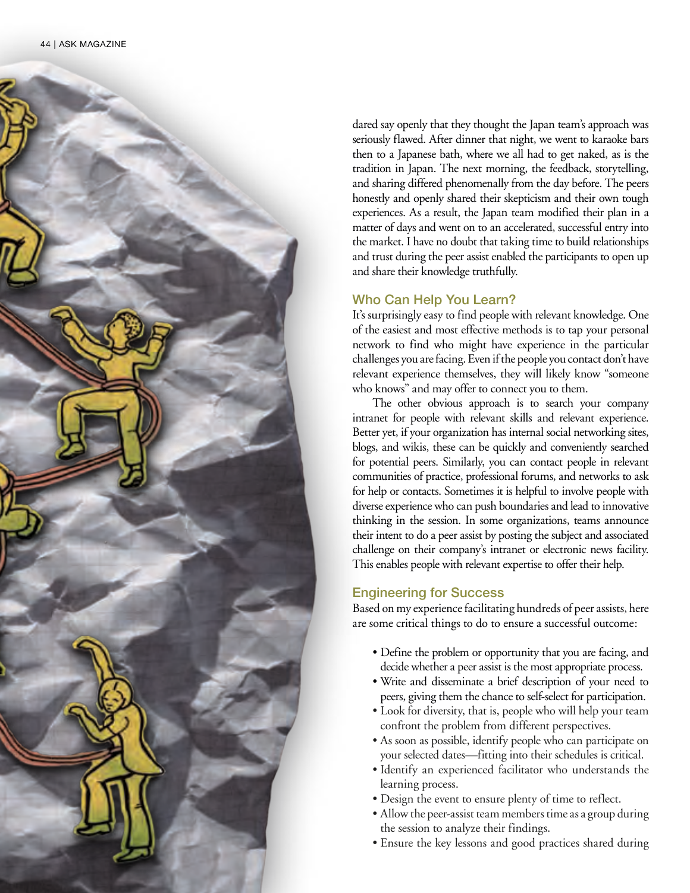dared say openly that they thought the Japan team's approach was seriously flawed. After dinner that night, we went to karaoke bars then to a Japanese bath, where we all had to get naked, as is the tradition in Japan. The next morning, the feedback, storytelling, and sharing differed phenomenally from the day before. The peers honestly and openly shared their skepticism and their own tough experiences. As a result, the Japan team modified their plan in a matter of days and went on to an accelerated, successful entry into the market. I have no doubt that taking time to build relationships and trust during the peer assist enabled the participants to open up and share their knowledge truthfully.

## Who Can Help You Learn?

It's surprisingly easy to find people with relevant knowledge. One of the easiest and most effective methods is to tap your personal network to find who might have experience in the particular challenges you are facing. Even if the people you contact don't have relevant experience themselves, they will likely know "someone who knows" and may offer to connect you to them.

The other obvious approach is to search your company intranet for people with relevant skills and relevant experience. Better yet, if your organization has internal social networking sites, blogs, and wikis, these can be quickly and conveniently searched for potential peers. Similarly, you can contact people in relevant communities of practice, professional forums, and networks to ask for help or contacts. Sometimes it is helpful to involve people with diverse experience who can push boundaries and lead to innovative thinking in the session. In some organizations, teams announce their intent to do a peer assist by posting the subject and associated challenge on their company's intranet or electronic news facility. This enables people with relevant expertise to offer their help.

## Engineering for Success

Based on my experience facilitating hundreds of peer assists, here are some critical things to do to ensure a successful outcome:

- Define the problem or opportunity that you are facing, and decide whether a peer assist is the most appropriate process.
- Write and disseminate a brief description of your need to peers, giving them the chance to self-select for participation.
- Look for diversity, that is, people who will help your team confront the problem from different perspectives.
- As soon as possible, identify people who can participate on your selected dates—fitting into their schedules is critical.
- Identify an experienced facilitator who understands the learning process.
- Design the event to ensure plenty of time to reflect.
- Allow the peer-assist team members time as a group during the session to analyze their findings.
- Ensure the key lessons and good practices shared during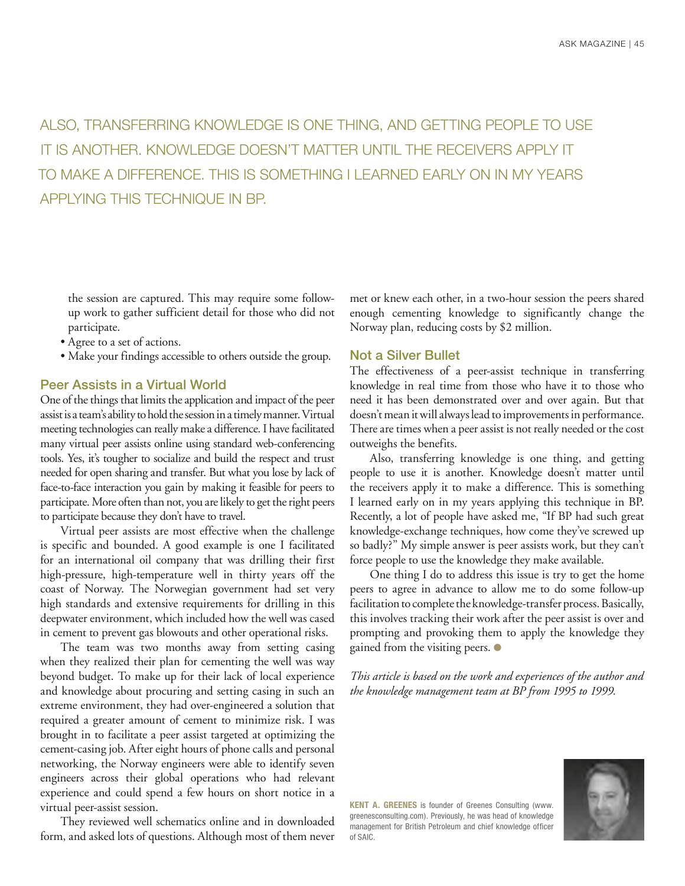ALSO, TRANSFERRING KNOWLEDGE IS ONE THING, AND GETTING PEOPLE TO USE IT IS ANOTHER. KNOWLEDGE DOESN'T MATTER UNTIL THE RECEIVERS APPLY IT TO MAKE A DIFFERENCE. THIS IS SOMETHING I LEARNED EARLY ON IN MY YEARS APPLYING THIS TECHNIQUE IN BP.

the session are captured. This may require some follow-up work to gather sufficient detail for those who did not participate.

- Agree to a set of actions.
- Make your findings accessible to others outside the group.

## Peer Assists in a Virtual World

One of the things that limits the application and impact of the peer assist is a team's ability to hold the session in a timely manner. Virtual meeting technologies can really make a difference. I have facilitated many virtual peer assists online using standard web-conferencing tools. Yes, it's tougher to socialize and build the respect and trust needed for open sharing and transfer. But what you lose by lack of face-to-face interaction you gain by making it feasible for peers to participate. More often than not, you are likely to get the right peers to participate because they don't have to travel.

Virtual peer assists are most effective when the challenge is specific and bounded. A good example is one I facilitated for an international oil company that was drilling their first high-pressure, high-temperature well in thirty years off the coast of Norway. The Norwegian government had set very high standards and extensive requirements for drilling in this deepwater environment, which included how the well was cased in cement to prevent gas blowouts and other operational risks.

The team was two months away from setting casing when they realized their plan for cementing the well was way beyond budget. To make up for their lack of local experience and knowledge about procuring and setting casing in such an extreme environment, they had over-engineered a solution that required a greater amount of cement to minimize risk. I was brought in to facilitate a peer assist targeted at optimizing the cement-casing job. After eight hours of phone calls and personal networking, the Norway engineers were able to identify seven engineers across their global operations who had relevant experience and could spend a few hours on short notice in a virtual peer-assist session.

They reviewed well schematics online and in downloaded form, and asked lots of questions. Although most of them never met or knew each other, in a two-hour session the peers shared enough cementing knowledge to significantly change the Norway plan, reducing costs by $2 million.

## Not a Silver Bullet

The effectiveness of a peer-assist technique in transferring knowledge in real time from those who have it to those who need it has been demonstrated over and over again. But that doesn't mean it will always lead to improvements in performance. There are times when a peer assist is not really needed or the cost outweighs the benefits.

Also, transferring knowledge is one thing, and getting people to use it is another. Knowledge doesn't matter until the receivers apply it to make a difference. This is something I learned early on in my years applying this technique in BP. Recently, a lot of people have asked me, "If BP had such great knowledge-exchange techniques, how come they've screwed up so badly?" My simple answer is peer assists work, but they can't force people to use the knowledge they make available.

One thing I do to address this issue is try to get the home peers to agree in advance to allow me to do some follow-up facilitation to complete the knowledge-transfer process. Basically, this involves tracking their work after the peer assist is over and prompting and provoking them to apply the knowledge they gained from the visiting peers. ●

*This article is based on the work and experiences of the author and the knowledge management team at BP from 1995 to 1999.*

**KENT A. GREENES** is founder of Greenes Consulting (www.greenesconsulting.com). Previously, he was head of knowledge management for British Petroleum and chief knowledge officer of SAIC.